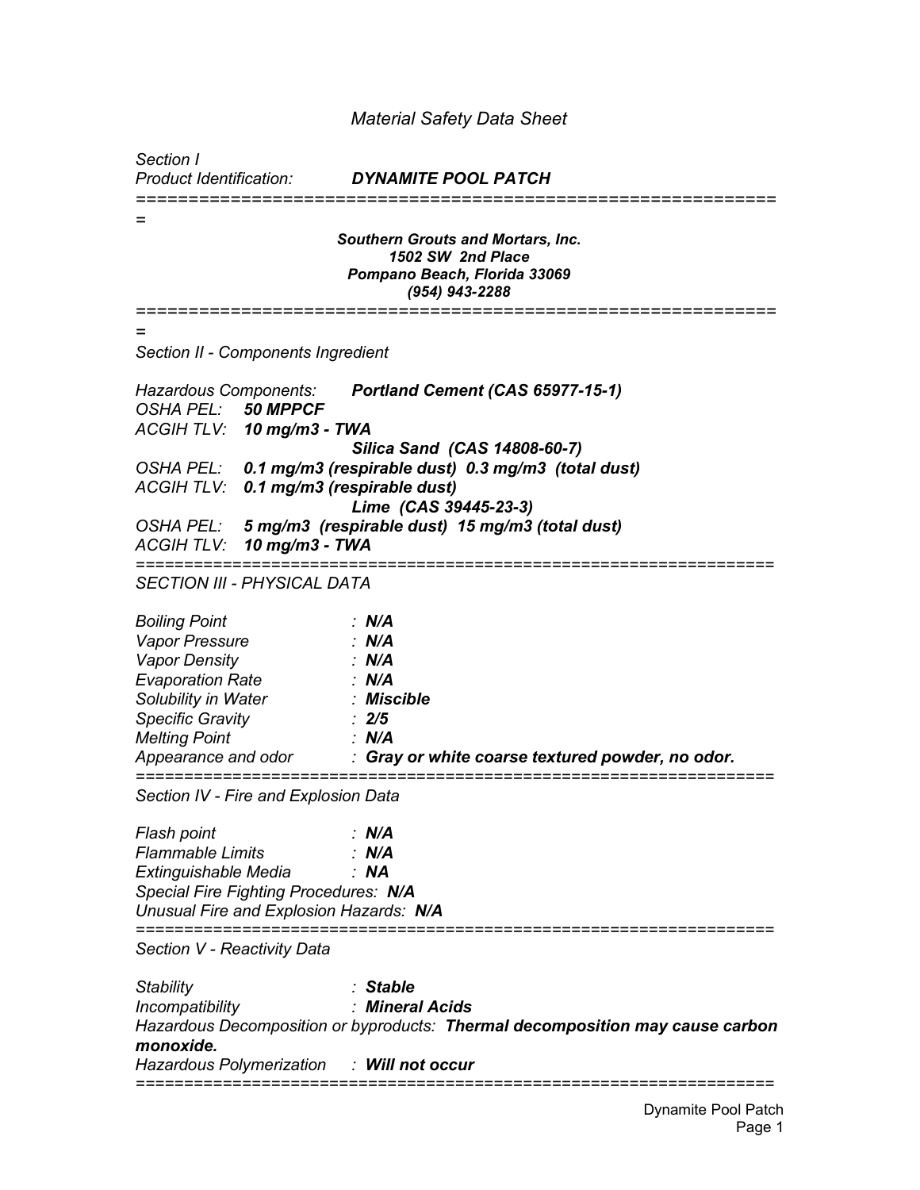# *Material Safety Data Sheet*

*Section I*

*Product Identification:* ***DYNAMITE POOL PATCH***

---

***Southern Grouts and Mortars, Inc.***
***1502 SW 2nd Place***
***Pompano Beach, Florida 33069***
***(954) 943-2288***

---

## *Section II - Components Ingredient*

*Hazardous Components:* ***Portland Cement (CAS 65977-15-1)***
*OSHA PEL:* ***50 MPPCF***
*ACGIH TLV:* ***10 mg/m3 - TWA***

***Silica Sand (CAS 14808-60-7)***
*OSHA PEL:* ***0.1 mg/m3 (respirable dust) 0.3 mg/m3 (total dust)***
*ACGIH TLV:* ***0.1 mg/m3 (respirable dust)***

***Lime (CAS 39445-23-3)***
*OSHA PEL:* ***5 mg/m3 (respirable dust) 15 mg/m3 (total dust)***
*ACGIH TLV:* ***10 mg/m3 - TWA***

---

## *SECTION III - PHYSICAL DATA*

*Boiling Point* : ***N/A***
*Vapor Pressure* : ***N/A***
*Vapor Density* : ***N/A***
*Evaporation Rate* : ***N/A***
*Solubility in Water* : ***Miscible***
*Specific Gravity* : ***2/5***
*Melting Point* : ***N/A***
*Appearance and odor* : ***Gray or white coarse textured powder, no odor.***

---

## *Section IV - Fire and Explosion Data*

*Flash point* : ***N/A***
*Flammable Limits* : ***N/A***
*Extinguishable Media* : ***NA***
*Special Fire Fighting Procedures:* ***N/A***
*Unusual Fire and Explosion Hazards:* ***N/A***

---

## *Section V - Reactivity Data*

*Stability* : ***Stable***
*Incompatibility* : ***Mineral Acids***
*Hazardous Decomposition or byproducts:* ***Thermal decomposition may cause carbon monoxide.***
*Hazardous Polymerization* : ***Will not occur***

---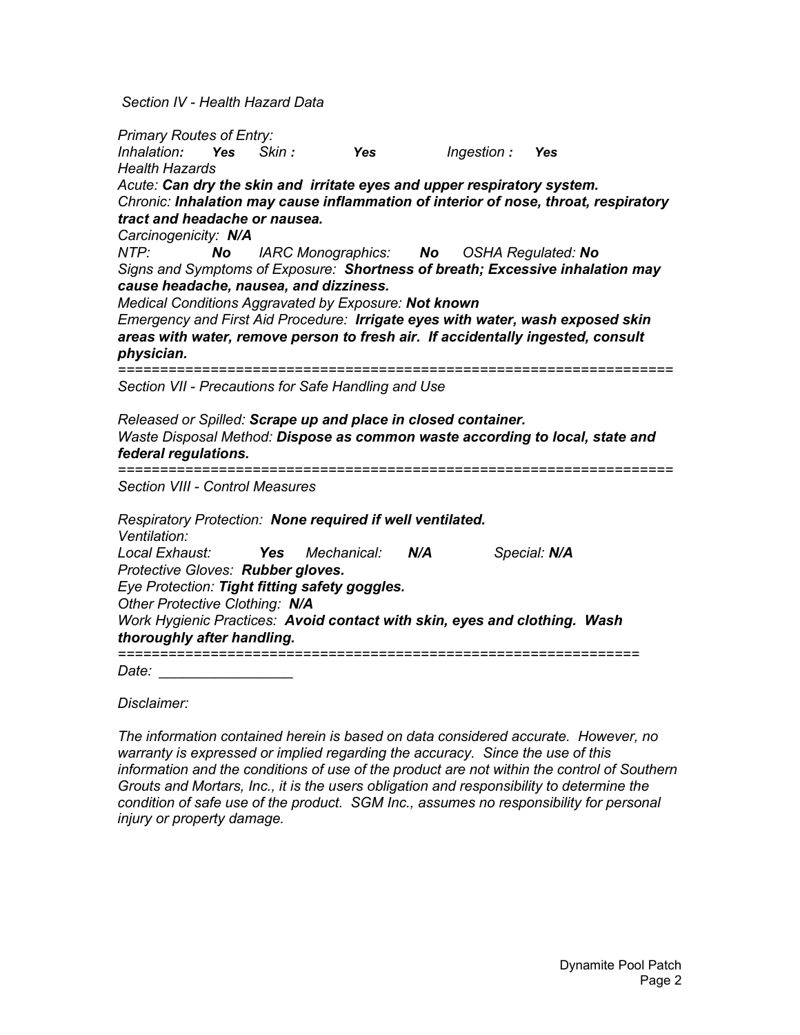*Section IV - Health Hazard Data*

*Primary Routes of Entry:*
*Inhalation:* ***Yes*** *Skin :* ***Yes*** *Ingestion :* ***Yes***
*Health Hazards*
*Acute:* ***Can dry the skin and irritate eyes and upper respiratory system.***
*Chronic:* ***Inhalation may cause inflammation of interior of nose, throat, respiratory tract and headache or nausea.***
*Carcinogenicity:* ***N/A***
*NTP:* ***No*** *IARC Monographics:* ***No*** *OSHA Regulated:* ***No***
*Signs and Symptoms of Exposure:* ***Shortness of breath; Excessive inhalation may cause headache, nausea, and dizziness.***
*Medical Conditions Aggravated by Exposure:* ***Not known***
*Emergency and First Aid Procedure:* ***Irrigate eyes with water, wash exposed skin areas with water, remove person to fresh air. If accidentally ingested, consult physician.***

=================================================================

*Section VII - Precautions for Safe Handling and Use*

*Released or Spilled:* ***Scrape up and place in closed container.***
*Waste Disposal Method:* ***Dispose as common waste according to local, state and federal regulations.***

=================================================================

*Section VIII - Control Measures*

*Respiratory Protection:* ***None required if well ventilated.***
*Ventilation:*
*Local Exhaust:* ***Yes*** *Mechanical:* ***N/A*** *Special:* ***N/A***
*Protective Gloves:* ***Rubber gloves.***
*Eye Protection:* ***Tight fitting safety goggles.***
*Other Protective Clothing:* ***N/A***
*Work Hygienic Practices:* ***Avoid contact with skin, eyes and clothing. Wash thoroughly after handling.***

=============================================================

*Date:* \_\_\_\_\_\_\_\_\_\_\_\_\_\_\_\_

*Disclaimer:*

*The information contained herein is based on data considered accurate. However, no warranty is expressed or implied regarding the accuracy. Since the use of this information and the conditions of use of the product are not within the control of Southern Grouts and Mortars, Inc., it is the users obligation and responsibility to determine the condition of safe use of the product. SGM Inc., assumes no responsibility for personal injury or property damage.*